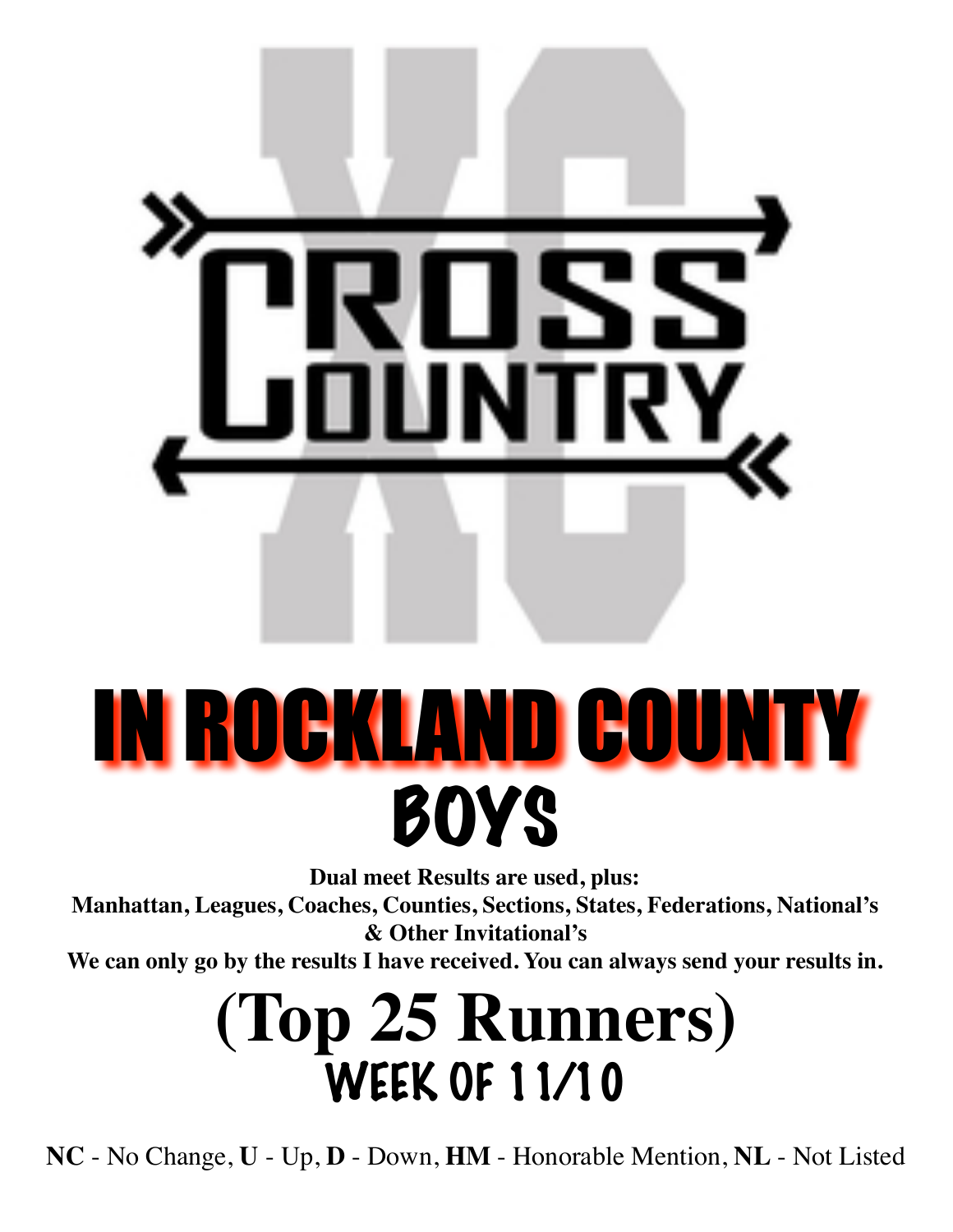# CROSS COUNTRY

# IN ROCKLAND COUNTY

## BOYS

**Dual meet Results are used, plus:**
**Manhattan, Leagues, Coaches, Counties, Sections, States, Federations, National's & Other Invitational's**
**We can only go by the results I have received. You can always send your results in.**

# (Top 25 Runners)

## WEEK OF 11/10

**NC** - No Change, **U** - Up, **D** - Down, **HM** - Honorable Mention, **NL** - Not Listed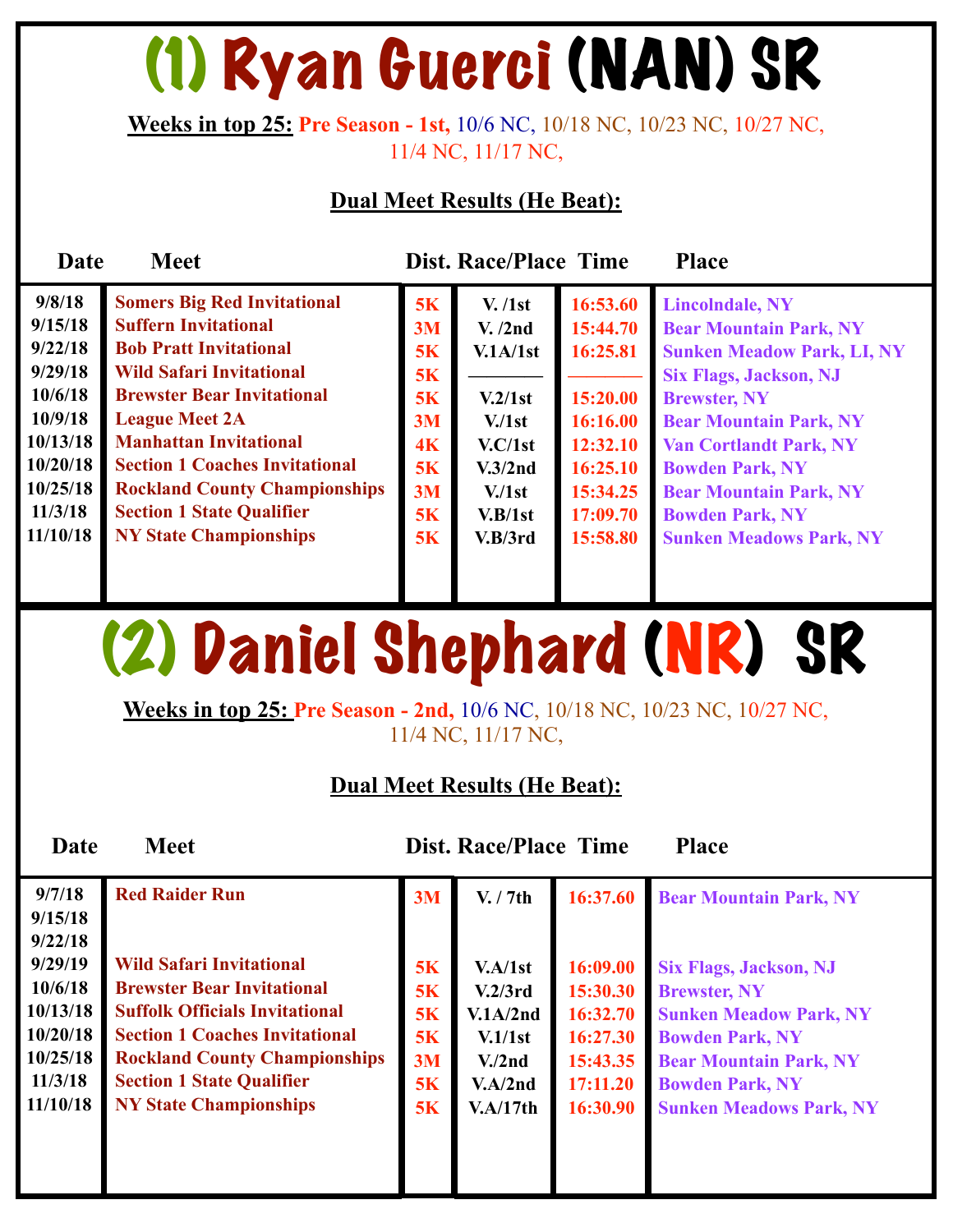# (1) Ryan Guerci (NAN) SR

**Weeks in top 25:** Pre Season - 1st, 10/6 NC, 10/18 NC, 10/23 NC, 10/27 NC, 11/4 NC, 11/17 NC,

**Dual Meet Results (He Beat):**

| Date | Meet | Dist. | Race/Place | Time | Place |
|---|---|---|---|---|---|
| 9/8/18 | Somers Big Red Invitational | 5K | V. /1st | 16:53.60 | Lincolndale, NY |
| 9/15/18 | Suffern Invitational | 3M | V. /2nd | 15:44.70 | Bear Mountain Park, NY |
| 9/22/18 | Bob Pratt Invitational | 5K | V.1A/1st | 16:25.81 | Sunken Meadow Park, LI, NY |
| 9/29/18 | Wild Safari Invitational | 5K | ———— | ———— | Six Flags, Jackson, NJ |
| 10/6/18 | Brewster Bear Invitational | 5K | V.2/1st | 15:20.00 | Brewster, NY |
| 10/9/18 | League Meet 2A | 3M | V./1st | 16:16.00 | Bear Mountain Park, NY |
| 10/13/18 | Manhattan Invitational | 4K | V.C/1st | 12:32.10 | Van Cortlandt Park, NY |
| 10/20/18 | Section 1 Coaches Invitational | 5K | V.3/2nd | 16:25.10 | Bowden Park, NY |
| 10/25/18 | Rockland County Championships | 3M | V./1st | 15:34.25 | Bear Mountain Park, NY |
| 11/3/18 | Section 1 State Qualifier | 5K | V.B/1st | 17:09.70 | Bowden Park, NY |
| 11/10/18 | NY State Championships | 5K | V.B/3rd | 15:58.80 | Sunken Meadows Park, NY |

# (2) Daniel Shephard (NR) SR

**Weeks in top 25:** Pre Season - 2nd, 10/6 NC, 10/18 NC, 10/23 NC, 10/27 NC, 11/4 NC, 11/17 NC,

**Dual Meet Results (He Beat):**

| Date | Meet | Dist. | Race/Place | Time | Place |
|---|---|---|---|---|---|
| 9/7/18 | Red Raider Run | 3M | V. / 7th | 16:37.60 | Bear Mountain Park, NY |
| 9/15/18 | | | | | |
| 9/22/18 | | | | | |
| 9/29/19 | Wild Safari Invitational | 5K | V.A/1st | 16:09.00 | Six Flags, Jackson, NJ |
| 10/6/18 | Brewster Bear Invitational | 5K | V.2/3rd | 15:30.30 | Brewster, NY |
| 10/13/18 | Suffolk Officials Invitational | 5K | V.1A/2nd | 16:32.70 | Sunken Meadow Park, NY |
| 10/20/18 | Section 1 Coaches Invitational | 5K | V.1/1st | 16:27.30 | Bowden Park, NY |
| 10/25/18 | Rockland County Championships | 3M | V./2nd | 15:43.35 | Bear Mountain Park, NY |
| 11/3/18 | Section 1 State Qualifier | 5K | V.A/2nd | 17:11.20 | Bowden Park, NY |
| 11/10/18 | NY State Championships | 5K | V.A/17th | 16:30.90 | Sunken Meadows Park, NY |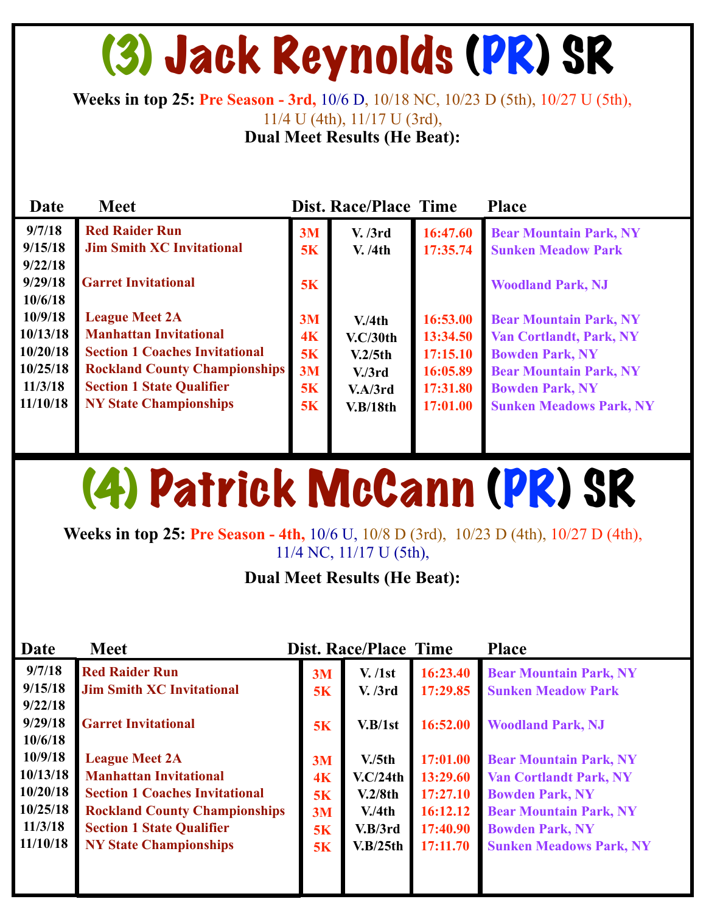# (3) Jack Reynolds (PR) SR

**Weeks in top 25:** **Pre Season - 3rd,** 10/6 D, 10/18 NC, 10/23 D (5th), 10/27 U (5th), 11/4 U (4th), 11/17 U (3rd),

**Dual Meet Results (He Beat):**

| Date | Meet | Dist. | Race/Place | Time | Place |
|---|---|---|---|---|---|
| 9/7/18 | Red Raider Run | 3M | V. /3rd | 16:47.60 | Bear Mountain Park, NY |
| 9/15/18 | Jim Smith XC Invitational | 5K | V. /4th | 17:35.74 | Sunken Meadow Park |
| 9/22/18 | | | | | |
| 9/29/18 | Garret Invitational | 5K | | | Woodland Park, NJ |
| 10/6/18 | | | | | |
| 10/9/18 | League Meet 2A | 3M | V./4th | 16:53.00 | Bear Mountain Park, NY |
| 10/13/18 | Manhattan Invitational | 4K | V.C/30th | 13:34.50 | Van Cortlandt, Park, NY |
| 10/20/18 | Section 1 Coaches Invitational | 5K | V.2/5th | 17:15.10 | Bowden Park, NY |
| 10/25/18 | Rockland County Championships | 3M | V./3rd | 16:05.89 | Bear Mountain Park, NY |
| 11/3/18 | Section 1 State Qualifier | 5K | V.A/3rd | 17:31.80 | Bowden Park, NY |
| 11/10/18 | NY State Championships | 5K | V.B/18th | 17:01.00 | Sunken Meadows Park, NY |

# (4) Patrick McCann (PR) SR

**Weeks in top 25:** **Pre Season - 4th,** 10/6 U, 10/8 D (3rd), 10/23 D (4th), 10/27 D (4th), 11/4 NC, 11/17 U (5th),

**Dual Meet Results (He Beat):**

| Date | Meet | Dist. | Race/Place | Time | Place |
|---|---|---|---|---|---|
| 9/7/18 | Red Raider Run | 3M | V. /1st | 16:23.40 | Bear Mountain Park, NY |
| 9/15/18 | Jim Smith XC Invitational | 5K | V. /3rd | 17:29.85 | Sunken Meadow Park |
| 9/22/18 | | | | | |
| 9/29/18 | Garret Invitational | 5K | V.B/1st | 16:52.00 | Woodland Park, NJ |
| 10/6/18 | | | | | |
| 10/9/18 | League Meet 2A | 3M | V./5th | 17:01.00 | Bear Mountain Park, NY |
| 10/13/18 | Manhattan Invitational | 4K | V.C/24th | 13:29.60 | Van Cortlandt Park, NY |
| 10/20/18 | Section 1 Coaches Invitational | 5K | V.2/8th | 17:27.10 | Bowden Park, NY |
| 10/25/18 | Rockland County Championships | 3M | V./4th | 16:12.12 | Bear Mountain Park, NY |
| 11/3/18 | Section 1 State Qualifier | 5K | V.B/3rd | 17:40.90 | Bowden Park, NY |
| 11/10/18 | NY State Championships | 5K | V.B/25th | 17:11.70 | Sunken Meadows Park, NY |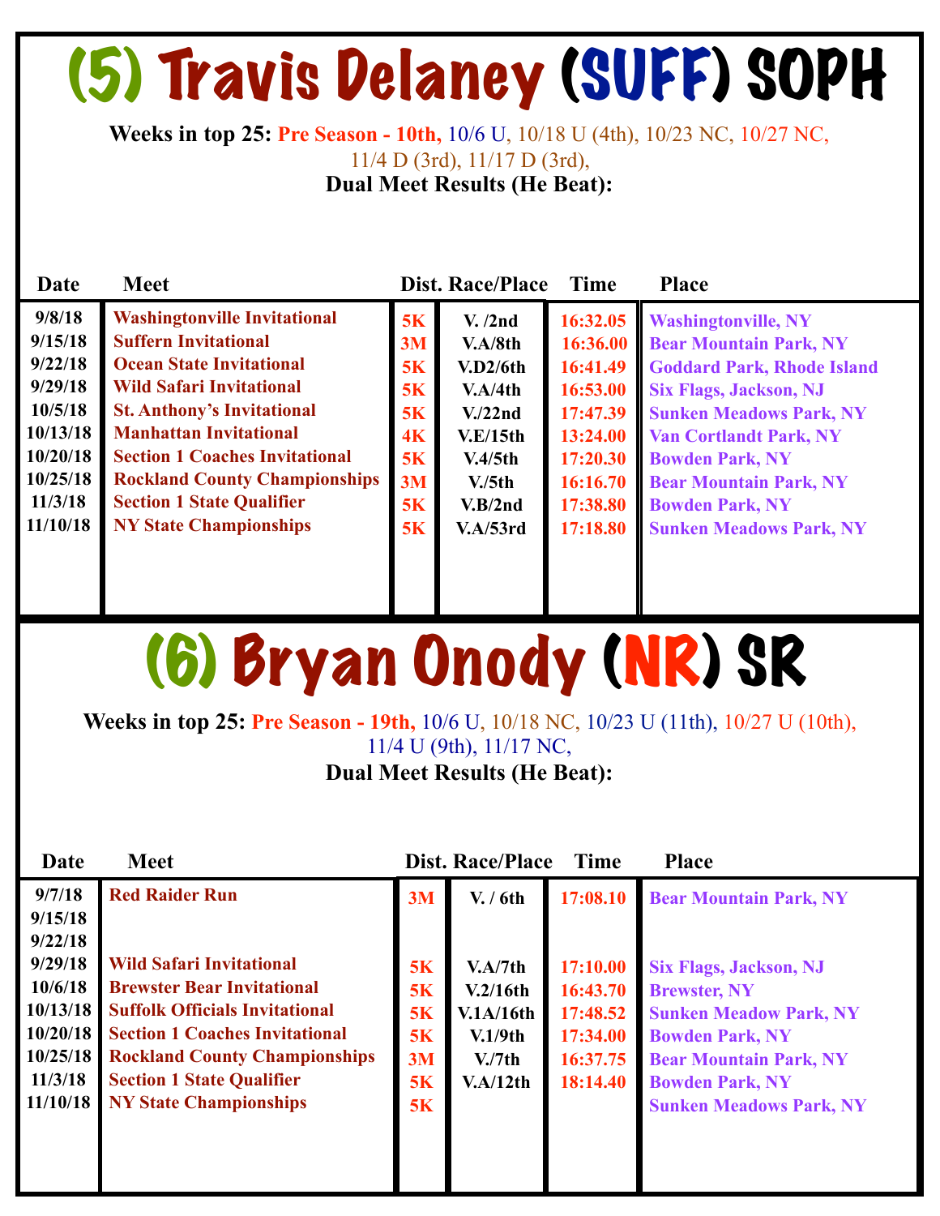# (5) Travis Delaney (SUFF) SOPH

**Weeks in top 25:** Pre Season - 10th, 10/6 U, 10/18 U (4th), 10/23 NC, 10/27 NC, 11/4 D (3rd), 11/17 D (3rd),

**Dual Meet Results (He Beat):**

| Date | Meet | Dist. | Race/Place | Time | Place |
|---|---|---|---|---|---|
| 9/8/18 | Washingtonville Invitational | 5K | V. /2nd | 16:32.05 | Washingtonville, NY |
| 9/15/18 | Suffern Invitational | 3M | V.A/8th | 16:36.00 | Bear Mountain Park, NY |
| 9/22/18 | Ocean State Invitational | 5K | V.D2/6th | 16:41.49 | Goddard Park, Rhode Island |
| 9/29/18 | Wild Safari Invitational | 5K | V.A/4th | 16:53.00 | Six Flags, Jackson, NJ |
| 10/5/18 | St. Anthony's Invitational | 5K | V./22nd | 17:47.39 | Sunken Meadows Park, NY |
| 10/13/18 | Manhattan Invitational | 4K | V.E/15th | 13:24.00 | Van Cortlandt Park, NY |
| 10/20/18 | Section 1 Coaches Invitational | 5K | V.4/5th | 17:20.30 | Bowden Park, NY |
| 10/25/18 | Rockland County Championships | 3M | V./5th | 16:16.70 | Bear Mountain Park, NY |
| 11/3/18 | Section 1 State Qualifier | 5K | V.B/2nd | 17:38.80 | Bowden Park, NY |
| 11/10/18 | NY State Championships | 5K | V.A/53rd | 17:18.80 | Sunken Meadows Park, NY |

# (6) Bryan Onody (NR) SR

**Weeks in top 25:** Pre Season - 19th, 10/6 U, 10/18 NC, 10/23 U (11th), 10/27 U (10th), 11/4 U (9th), 11/17 NC,

**Dual Meet Results (He Beat):**

| Date | Meet | Dist. | Race/Place | Time | Place |
|---|---|---|---|---|---|
| 9/7/18 | Red Raider Run | 3M | V. / 6th | 17:08.10 | Bear Mountain Park, NY |
| 9/15/18 | | | | | |
| 9/22/18 | | | | | |
| 9/29/18 | Wild Safari Invitational | 5K | V.A/7th | 17:10.00 | Six Flags, Jackson, NJ |
| 10/6/18 | Brewster Bear Invitational | 5K | V.2/16th | 16:43.70 | Brewster, NY |
| 10/13/18 | Suffolk Officials Invitational | 5K | V.1A/16th | 17:48.52 | Sunken Meadow Park, NY |
| 10/20/18 | Section 1 Coaches Invitational | 5K | V.1/9th | 17:34.00 | Bowden Park, NY |
| 10/25/18 | Rockland County Championships | 3M | V./7th | 16:37.75 | Bear Mountain Park, NY |
| 11/3/18 | Section 1 State Qualifier | 5K | V.A/12th | 18:14.40 | Bowden Park, NY |
| 11/10/18 | NY State Championships | 5K | | | Sunken Meadows Park, NY |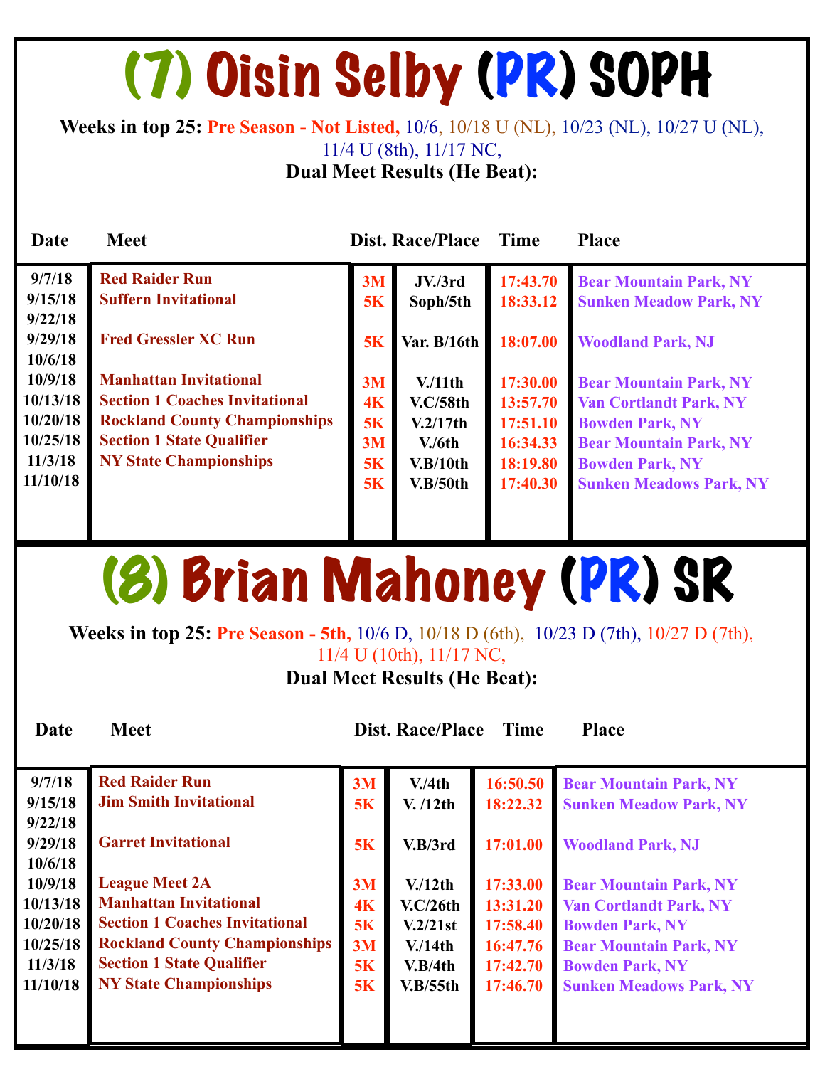# (7) Oisin Selby (PR) SOPH

**Weeks in top 25:** Pre Season - Not Listed, 10/6, 10/18 U (NL), 10/23 (NL), 10/27 U (NL), 11/4 U (8th), 11/17 NC,

**Dual Meet Results (He Beat):**

| Date | Meet | Dist. | Race/Place | Time | Place |
|---|---|---|---|---|---|
| 9/7/18 | Red Raider Run | 3M | JV./3rd | 17:43.70 | Bear Mountain Park, NY |
| 9/15/18 | Suffern Invitational | 5K | Soph/5th | 18:33.12 | Sunken Meadow Park, NY |
| 9/22/18 | | | | | |
| 9/29/18 | Fred Gressler XC Run | 5K | Var. B/16th | 18:07.00 | Woodland Park, NJ |
| 10/6/18 | | | | | |
| 10/9/18 | Manhattan Invitational | 3M | V./11th | 17:30.00 | Bear Mountain Park, NY |
| 10/13/18 | Section 1 Coaches Invitational | 4K | V.C/58th | 13:57.70 | Van Cortlandt Park, NY |
| 10/20/18 | Rockland County Championships | 5K | V.2/17th | 17:51.10 | Bowden Park, NY |
| 10/25/18 | Section 1 State Qualifier | 3M | V./6th | 16:34.33 | Bear Mountain Park, NY |
| 11/3/18 | NY State Championships | 5K | V.B/10th | 18:19.80 | Bowden Park, NY |
| 11/10/18 | | 5K | V.B/50th | 17:40.30 | Sunken Meadows Park, NY |

# (8) Brian Mahoney (PR) SR

**Weeks in top 25:** Pre Season - 5th, 10/6 D, 10/18 D (6th), 10/23 D (7th), 10/27 D (7th), 11/4 U (10th), 11/17 NC,

**Dual Meet Results (He Beat):**

| Date | Meet | Dist. | Race/Place | Time | Place |
|---|---|---|---|---|---|
| 9/7/18 | Red Raider Run | 3M | V./4th | 16:50.50 | Bear Mountain Park, NY |
| 9/15/18 | Jim Smith Invitational | 5K | V. /12th | 18:22.32 | Sunken Meadow Park, NY |
| 9/22/18 | | | | | |
| 9/29/18 | Garret Invitational | 5K | V.B/3rd | 17:01.00 | Woodland Park, NJ |
| 10/6/18 | | | | | |
| 10/9/18 | League Meet 2A | 3M | V./12th | 17:33.00 | Bear Mountain Park, NY |
| 10/13/18 | Manhattan Invitational | 4K | V.C/26th | 13:31.20 | Van Cortlandt Park, NY |
| 10/20/18 | Section 1 Coaches Invitational | 5K | V.2/21st | 17:58.40 | Bowden Park, NY |
| 10/25/18 | Rockland County Championships | 3M | V./14th | 16:47.76 | Bear Mountain Park, NY |
| 11/3/18 | Section 1 State Qualifier | 5K | V.B/4th | 17:42.70 | Bowden Park, NY |
| 11/10/18 | NY State Championships | 5K | V.B/55th | 17:46.70 | Sunken Meadows Park, NY |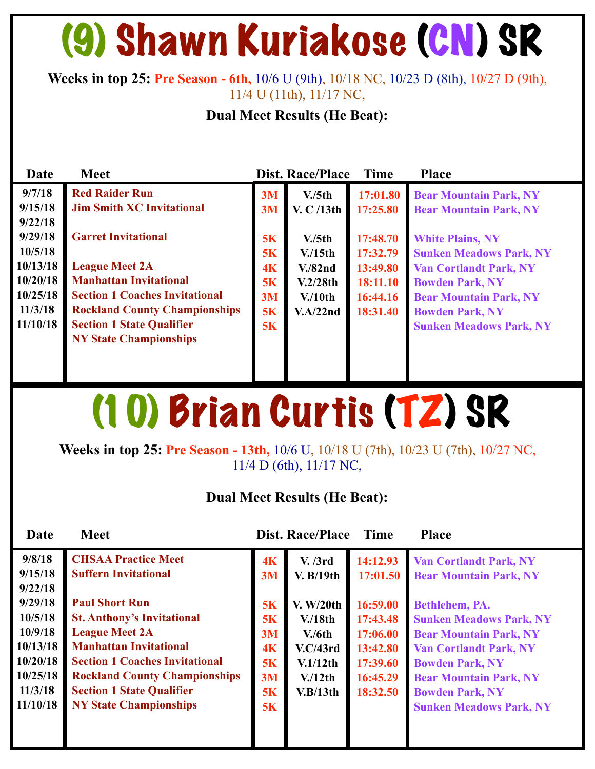# (9) Shawn Kuriakose (CN) SR

**Weeks in top 25:** Pre Season - 6th, 10/6 U (9th), 10/18 NC, 10/23 D (8th), 10/27 D (9th), 11/4 U (11th), 11/17 NC,

**Dual Meet Results (He Beat):**

| Date | Meet | Dist. | Race/Place | Time | Place |
|---|---|---|---|---|---|
| 9/7/18 | Red Raider Run | 3M | V./5th | 17:01.80 | Bear Mountain Park, NY |
| 9/15/18 | Jim Smith XC Invitational | 3M | V. C /13th | 17:25.80 | Bear Mountain Park, NY |
| 9/22/18 | | | | | |
| 9/29/18 | Garret Invitational | 5K | V./5th | 17:48.70 | White Plains, NY |
| 10/5/18 | | 5K | V./15th | 17:32.79 | Sunken Meadows Park, NY |
| 10/13/18 | League Meet 2A | 4K | V./82nd | 13:49.80 | Van Cortlandt Park, NY |
| 10/20/18 | Manhattan Invitational | 5K | V.2/28th | 18:11.10 | Bowden Park, NY |
| 10/25/18 | Section 1 Coaches Invitational | 3M | V./10th | 16:44.16 | Bear Mountain Park, NY |
| 11/3/18 | Rockland County Championships | 5K | V.A/22nd | 18:31.40 | Bowden Park, NY |
| 11/10/18 | Section 1 State Qualifier | 5K | | | Sunken Meadows Park, NY |
| | NY State Championships | | | | |

# (10) Brian Curtis (TZ) SR

**Weeks in top 25:** Pre Season - 13th, 10/6 U, 10/18 U (7th), 10/23 U (7th), 10/27 NC, 11/4 D (6th), 11/17 NC,

**Dual Meet Results (He Beat):**

| Date | Meet | Dist. | Race/Place | Time | Place |
|---|---|---|---|---|---|
| 9/8/18 | CHSAA Practice Meet | 4K | V. /3rd | 14:12.93 | Van Cortlandt Park, NY |
| 9/15/18 | Suffern Invitational | 3M | V. B/19th | 17:01.50 | Bear Mountain Park, NY |
| 9/22/18 | | | | | |
| 9/29/18 | Paul Short Run | 5K | V. W/20th | 16:59.00 | Bethlehem, PA. |
| 10/5/18 | St. Anthony's Invitational | 5K | V./18th | 17:43.48 | Sunken Meadows Park, NY |
| 10/9/18 | League Meet 2A | 3M | V./6th | 17:06.00 | Bear Mountain Park, NY |
| 10/13/18 | Manhattan Invitational | 4K | V.C/43rd | 13:42.80 | Van Cortlandt Park, NY |
| 10/20/18 | Section 1 Coaches Invitational | 5K | V.1/12th | 17:39.60 | Bowden Park, NY |
| 10/25/18 | Rockland County Championships | 3M | V./12th | 16:45.29 | Bear Mountain Park, NY |
| 11/3/18 | Section 1 State Qualifier | 5K | V.B/13th | 18:32.50 | Bowden Park, NY |
| 11/10/18 | NY State Championships | 5K | | | Sunken Meadows Park, NY |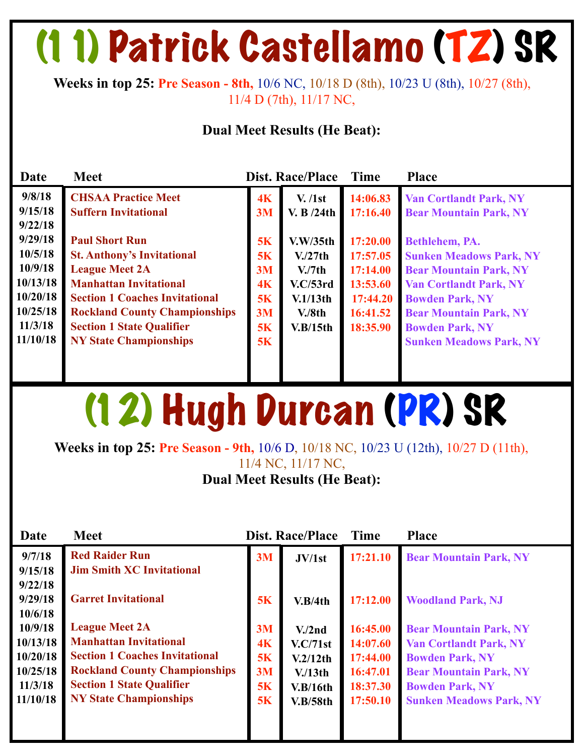# (1 1) Patrick Castellamo (TZ) SR

**Weeks in top 25:** Pre Season - 8th, 10/6 NC, 10/18 D (8th), 10/23 U (8th), 10/27 (8th), 11/4 D (7th), 11/17 NC,

**Dual Meet Results (He Beat):**

| Date | Meet | Dist. | Race/Place | Time | Place |
|---|---|---|---|---|---|
| 9/8/18 | CHSAA Practice Meet | 4K | V. /1st | 14:06.83 | Van Cortlandt Park, NY |
| 9/15/18 | Suffern Invitational | 3M | V. B /24th | 17:16.40 | Bear Mountain Park, NY |
| 9/22/18 | | | | | |
| 9/29/18 | Paul Short Run | 5K | V.W/35th | 17:20.00 | Bethlehem, PA. |
| 10/5/18 | St. Anthony's Invitational | 5K | V./27th | 17:57.05 | Sunken Meadows Park, NY |
| 10/9/18 | League Meet 2A | 3M | V./7th | 17:14.00 | Bear Mountain Park, NY |
| 10/13/18 | Manhattan Invitational | 4K | V.C/53rd | 13:53.60 | Van Cortlandt Park, NY |
| 10/20/18 | Section 1 Coaches Invitational | 5K | V.1/13th | 17:44.20 | Bowden Park, NY |
| 10/25/18 | Rockland County Championships | 3M | V./8th | 16:41.52 | Bear Mountain Park, NY |
| 11/3/18 | Section 1 State Qualifier | 5K | V.B/15th | 18:35.90 | Bowden Park, NY |
| 11/10/18 | NY State Championships | 5K | | | Sunken Meadows Park, NY |

# (1 2) Hugh Durcan (PR) SR

**Weeks in top 25:** Pre Season - 9th, 10/6 D, 10/18 NC, 10/23 U (12th), 10/27 D (11th), 11/4 NC, 11/17 NC,

**Dual Meet Results (He Beat):**

| Date | Meet | Dist. | Race/Place | Time | Place |
|---|---|---|---|---|---|
| 9/7/18 | Red Raider Run | 3M | JV/1st | 17:21.10 | Bear Mountain Park, NY |
| 9/15/18 | Jim Smith XC Invitational | | | | |
| 9/22/18 | | | | | |
| 9/29/18 | Garret Invitational | 5K | V.B/4th | 17:12.00 | Woodland Park, NJ |
| 10/6/18 | | | | | |
| 10/9/18 | League Meet 2A | 3M | V./2nd | 16:45.00 | Bear Mountain Park, NY |
| 10/13/18 | Manhattan Invitational | 4K | V.C/71st | 14:07.60 | Van Cortlandt Park, NY |
| 10/20/18 | Section 1 Coaches Invitational | 5K | V.2/12th | 17:44.00 | Bowden Park, NY |
| 10/25/18 | Rockland County Championships | 3M | V./13th | 16:47.01 | Bear Mountain Park, NY |
| 11/3/18 | Section 1 State Qualifier | 5K | V.B/16th | 18:37.30 | Bowden Park, NY |
| 11/10/18 | NY State Championships | 5K | V.B/58th | 17:50.10 | Sunken Meadows Park, NY |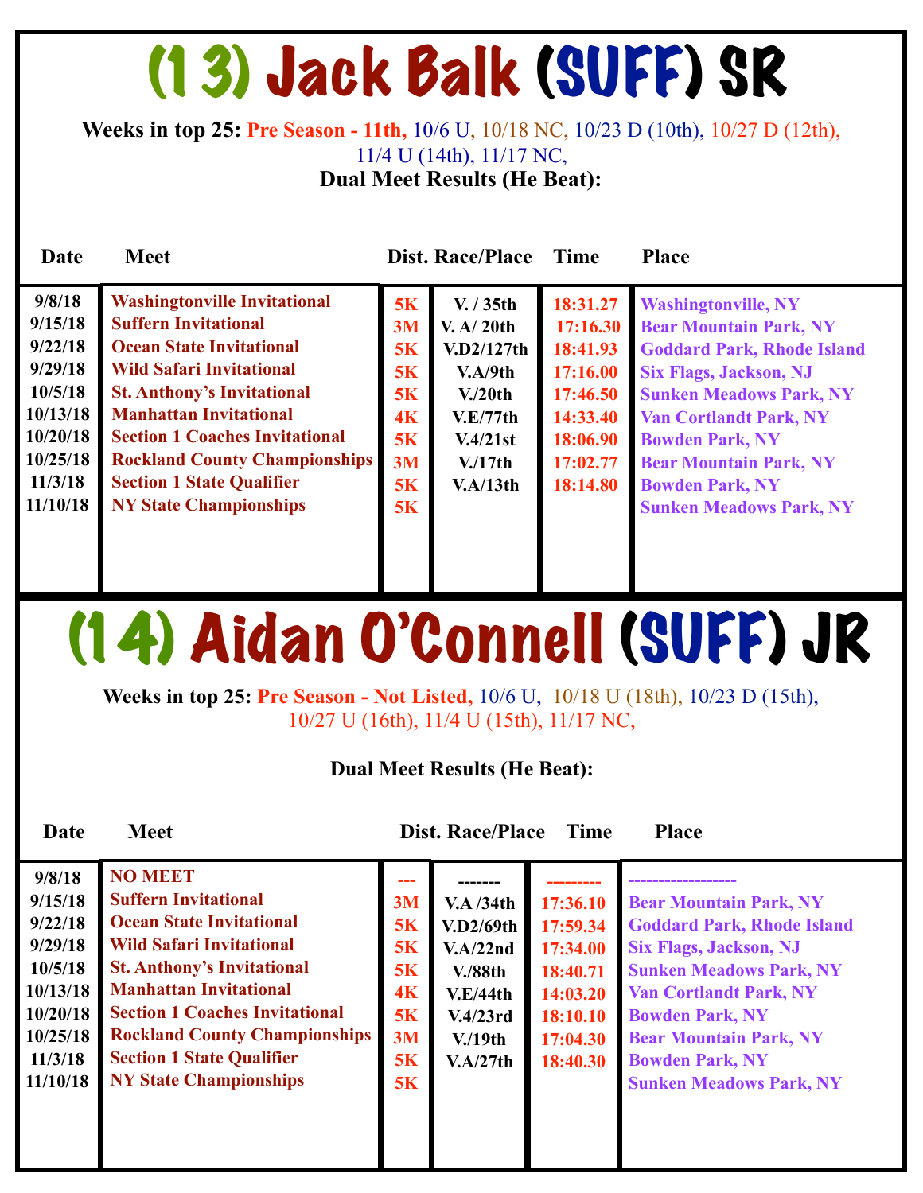# (13) Jack Balk (SUFF) SR

**Weeks in top 25:** Pre Season - 11th, 10/6 U, 10/18 NC, 10/23 D (10th), 10/27 D (12th), 11/4 U (14th), 11/17 NC,

**Dual Meet Results (He Beat):**

| Date | Meet | Dist. | Race/Place | Time | Place |
|---|---|---|---|---|---|
| 9/8/18 | Washingtonville Invitational | 5K | V. / 35th | 18:31.27 | Washingtonville, NY |
| 9/15/18 | Suffern Invitational | 3M | V. A/ 20th | 17:16.30 | Bear Mountain Park, NY |
| 9/22/18 | Ocean State Invitational | 5K | V.D2/127th | 18:41.93 | Goddard Park, Rhode Island |
| 9/29/18 | Wild Safari Invitational | 5K | V.A/9th | 17:16.00 | Six Flags, Jackson, NJ |
| 10/5/18 | St. Anthony's Invitational | 5K | V./20th | 17:46.50 | Sunken Meadows Park, NY |
| 10/13/18 | Manhattan Invitational | 4K | V.E/77th | 14:33.40 | Van Cortlandt Park, NY |
| 10/20/18 | Section 1 Coaches Invitational | 5K | V.4/21st | 18:06.90 | Bowden Park, NY |
| 10/25/18 | Rockland County Championships | 3M | V./17th | 17:02.77 | Bear Mountain Park, NY |
| 11/3/18 | Section 1 State Qualifier | 5K | V.A/13th | 18:14.80 | Bowden Park, NY |
| 11/10/18 | NY State Championships | 5K | | | Sunken Meadows Park, NY |

# (14) Aidan O'Connell (SUFF) JR

**Weeks in top 25:** Pre Season - Not Listed, 10/6 U, 10/18 U (18th), 10/23 D (15th), 10/27 U (16th), 11/4 U (15th), 11/17 NC,

**Dual Meet Results (He Beat):**

| Date | Meet | Dist. | Race/Place | Time | Place |
|---|---|---|---|---|---|
| 9/8/18 | NO MEET | --- | ------- | --------- | ----------------- |
| 9/15/18 | Suffern Invitational | 3M | V.A /34th | 17:36.10 | Bear Mountain Park, NY |
| 9/22/18 | Ocean State Invitational | 5K | V.D2/69th | 17:59.34 | Goddard Park, Rhode Island |
| 9/29/18 | Wild Safari Invitational | 5K | V.A/22nd | 17:34.00 | Six Flags, Jackson, NJ |
| 10/5/18 | St. Anthony's Invitational | 5K | V./88th | 18:40.71 | Sunken Meadows Park, NY |
| 10/13/18 | Manhattan Invitational | 4K | V.E/44th | 14:03.20 | Van Cortlandt Park, NY |
| 10/20/18 | Section 1 Coaches Invitational | 5K | V.4/23rd | 18:10.10 | Bowden Park, NY |
| 10/25/18 | Rockland County Championships | 3M | V./19th | 17:04.30 | Bear Mountain Park, NY |
| 11/3/18 | Section 1 State Qualifier | 5K | V.A/27th | 18:40.30 | Bowden Park, NY |
| 11/10/18 | NY State Championships | 5K | | | Sunken Meadows Park, NY |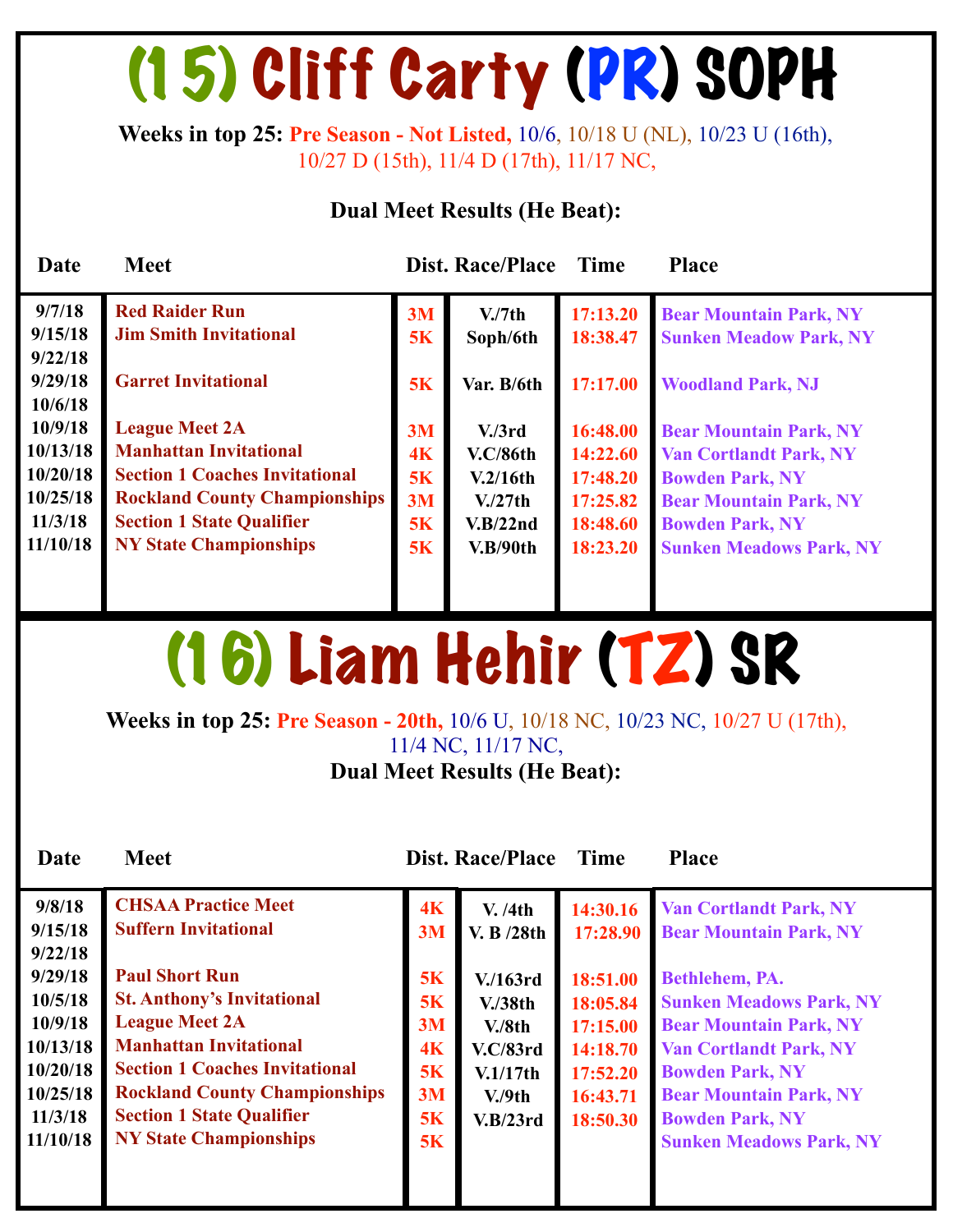# (15) Cliff Carty (PR) SOPH

**Weeks in top 25:** Pre Season - Not Listed, 10/6, 10/18 U (NL), 10/23 U (16th), 10/27 D (15th), 11/4 D (17th), 11/17 NC,

**Dual Meet Results (He Beat):**

| Date | Meet | Dist. | Race/Place | Time | Place |
|---|---|---|---|---|---|
| 9/7/18 | Red Raider Run | 3M | V./7th | 17:13.20 | Bear Mountain Park, NY |
| 9/15/18 | Jim Smith Invitational | 5K | Soph/6th | 18:38.47 | Sunken Meadow Park, NY |
| 9/22/18 | | | | | |
| 9/29/18 | Garret Invitational | 5K | Var. B/6th | 17:17.00 | Woodland Park, NJ |
| 10/6/18 | | | | | |
| 10/9/18 | League Meet 2A | 3M | V./3rd | 16:48.00 | Bear Mountain Park, NY |
| 10/13/18 | Manhattan Invitational | 4K | V.C/86th | 14:22.60 | Van Cortlandt Park, NY |
| 10/20/18 | Section 1 Coaches Invitational | 5K | V.2/16th | 17:48.20 | Bowden Park, NY |
| 10/25/18 | Rockland County Championships | 3M | V./27th | 17:25.82 | Bear Mountain Park, NY |
| 11/3/18 | Section 1 State Qualifier | 5K | V.B/22nd | 18:48.60 | Bowden Park, NY |
| 11/10/18 | NY State Championships | 5K | V.B/90th | 18:23.20 | Sunken Meadows Park, NY |

# (16) Liam Hehir (TZ) SR

**Weeks in top 25:** Pre Season - 20th, 10/6 U, 10/18 NC, 10/23 NC, 10/27 U (17th), 11/4 NC, 11/17 NC,

**Dual Meet Results (He Beat):**

| Date | Meet | Dist. | Race/Place | Time | Place |
|---|---|---|---|---|---|
| 9/8/18 | CHSAA Practice Meet | 4K | V. /4th | 14:30.16 | Van Cortlandt Park, NY |
| 9/15/18 | Suffern Invitational | 3M | V. B /28th | 17:28.90 | Bear Mountain Park, NY |
| 9/22/18 | | | | | |
| 9/29/18 | Paul Short Run | 5K | V./163rd | 18:51.00 | Bethlehem, PA. |
| 10/5/18 | St. Anthony's Invitational | 5K | V./38th | 18:05.84 | Sunken Meadows Park, NY |
| 10/9/18 | League Meet 2A | 3M | V./8th | 17:15.00 | Bear Mountain Park, NY |
| 10/13/18 | Manhattan Invitational | 4K | V.C/83rd | 14:18.70 | Van Cortlandt Park, NY |
| 10/20/18 | Section 1 Coaches Invitational | 5K | V.1/17th | 17:52.20 | Bowden Park, NY |
| 10/25/18 | Rockland County Championships | 3M | V./9th | 16:43.71 | Bear Mountain Park, NY |
| 11/3/18 | Section 1 State Qualifier | 5K | V.B/23rd | 18:50.30 | Bowden Park, NY |
| 11/10/18 | NY State Championships | 5K | | | Sunken Meadows Park, NY |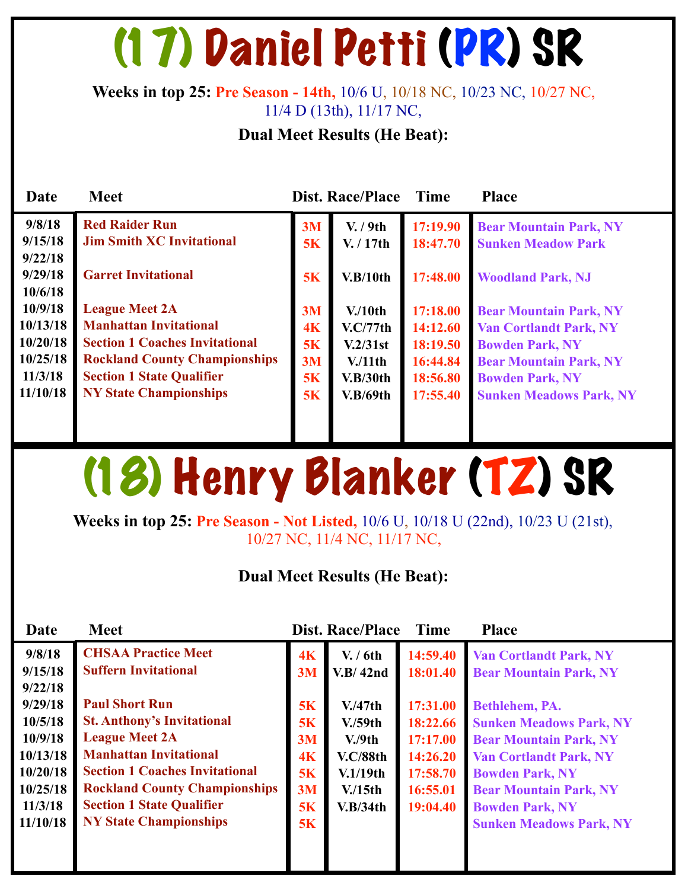# (17) Daniel Petti (PR) SR

**Weeks in top 25:** Pre Season - 14th, 10/6 U, 10/18 NC, 10/23 NC, 10/27 NC, 11/4 D (13th), 11/17 NC,

**Dual Meet Results (He Beat):**

| Date | Meet | Dist. | Race/Place | Time | Place |
|---|---|---|---|---|---|
| 9/8/18 | Red Raider Run | 3M | V. / 9th | 17:19.90 | Bear Mountain Park, NY |
| 9/15/18 | Jim Smith XC Invitational | 5K | V. / 17th | 18:47.70 | Sunken Meadow Park |
| 9/22/18 | | | | | |
| 9/29/18 | Garret Invitational | 5K | V.B/10th | 17:48.00 | Woodland Park, NJ |
| 10/6/18 | | | | | |
| 10/9/18 | League Meet 2A | 3M | V./10th | 17:18.00 | Bear Mountain Park, NY |
| 10/13/18 | Manhattan Invitational | 4K | V.C/77th | 14:12.60 | Van Cortlandt Park, NY |
| 10/20/18 | Section 1 Coaches Invitational | 5K | V.2/31st | 18:19.50 | Bowden Park, NY |
| 10/25/18 | Rockland County Championships | 3M | V./11th | 16:44.84 | Bear Mountain Park, NY |
| 11/3/18 | Section 1 State Qualifier | 5K | V.B/30th | 18:56.80 | Bowden Park, NY |
| 11/10/18 | NY State Championships | 5K | V.B/69th | 17:55.40 | Sunken Meadows Park, NY |

# (18) Henry Blanker (TZ) SR

**Weeks in top 25:** Pre Season - Not Listed, 10/6 U, 10/18 U (22nd), 10/23 U (21st), 10/27 NC, 11/4 NC, 11/17 NC,

**Dual Meet Results (He Beat):**

| Date | Meet | Dist. | Race/Place | Time | Place |
|---|---|---|---|---|---|
| 9/8/18 | CHSAA Practice Meet | 4K | V. / 6th | 14:59.40 | Van Cortlandt Park, NY |
| 9/15/18 | Suffern Invitational | 3M | V.B/ 42nd | 18:01.40 | Bear Mountain Park, NY |
| 9/22/18 | | | | | |
| 9/29/18 | Paul Short Run | 5K | V./47th | 17:31.00 | Bethlehem, PA. |
| 10/5/18 | St. Anthony's Invitational | 5K | V./59th | 18:22.66 | Sunken Meadows Park, NY |
| 10/9/18 | League Meet 2A | 3M | V./9th | 17:17.00 | Bear Mountain Park, NY |
| 10/13/18 | Manhattan Invitational | 4K | V.C/88th | 14:26.20 | Van Cortlandt Park, NY |
| 10/20/18 | Section 1 Coaches Invitational | 5K | V.1/19th | 17:58.70 | Bowden Park, NY |
| 10/25/18 | Rockland County Championships | 3M | V./15th | 16:55.01 | Bear Mountain Park, NY |
| 11/3/18 | Section 1 State Qualifier | 5K | V.B/34th | 19:04.40 | Bowden Park, NY |
| 11/10/18 | NY State Championships | 5K | | | Sunken Meadows Park, NY |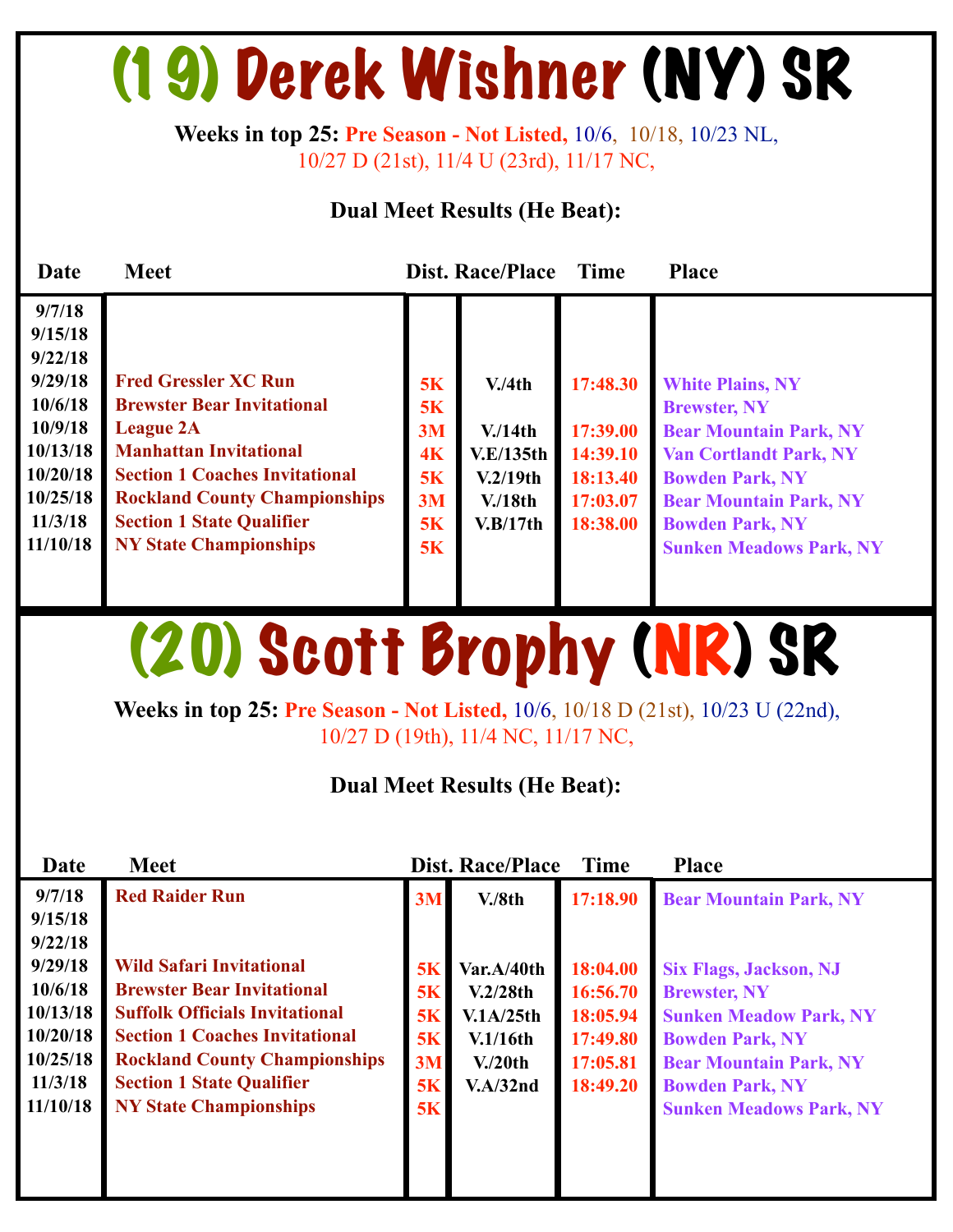# (19) Derek Wishner (NY) SR

**Weeks in top 25:** Pre Season - Not Listed, 10/6, 10/18, 10/23 NL, 10/27 D (21st), 11/4 U (23rd), 11/17 NC,

**Dual Meet Results (He Beat):**

| Date | Meet | Dist. | Race/Place | Time | Place |
|---|---|---|---|---|---|
| 9/7/18 | | | | | |
| 9/15/18 | | | | | |
| 9/22/18 | | | | | |
| 9/29/18 | Fred Gressler XC Run | 5K | V./4th | 17:48.30 | White Plains, NY |
| 10/6/18 | Brewster Bear Invitational | 5K | | | Brewster, NY |
| 10/9/18 | League 2A | 3M | V./14th | 17:39.00 | Bear Mountain Park, NY |
| 10/13/18 | Manhattan Invitational | 4K | V.E/135th | 14:39.10 | Van Cortlandt Park, NY |
| 10/20/18 | Section 1 Coaches Invitational | 5K | V.2/19th | 18:13.40 | Bowden Park, NY |
| 10/25/18 | Rockland County Championships | 3M | V./18th | 17:03.07 | Bear Mountain Park, NY |
| 11/3/18 | Section 1 State Qualifier | 5K | V.B/17th | 18:38.00 | Bowden Park, NY |
| 11/10/18 | NY State Championships | 5K | | | Sunken Meadows Park, NY |

# (20) Scott Brophy (NR) SR

**Weeks in top 25:** Pre Season - Not Listed, 10/6, 10/18 D (21st), 10/23 U (22nd), 10/27 D (19th), 11/4 NC, 11/17 NC,

**Dual Meet Results (He Beat):**

| Date | Meet | Dist. | Race/Place | Time | Place |
|---|---|---|---|---|---|
| 9/7/18 | Red Raider Run | 3M | V./8th | 17:18.90 | Bear Mountain Park, NY |
| 9/15/18 | | | | | |
| 9/22/18 | | | | | |
| 9/29/18 | Wild Safari Invitational | 5K | Var.A/40th | 18:04.00 | Six Flags, Jackson, NJ |
| 10/6/18 | Brewster Bear Invitational | 5K | V.2/28th | 16:56.70 | Brewster, NY |
| 10/13/18 | Suffolk Officials Invitational | 5K | V.1A/25th | 18:05.94 | Sunken Meadow Park, NY |
| 10/20/18 | Section 1 Coaches Invitational | 5K | V.1/16th | 17:49.80 | Bowden Park, NY |
| 10/25/18 | Rockland County Championships | 3M | V./20th | 17:05.81 | Bear Mountain Park, NY |
| 11/3/18 | Section 1 State Qualifier | 5K | V.A/32nd | 18:49.20 | Bowden Park, NY |
| 11/10/18 | NY State Championships | 5K | | | Sunken Meadows Park, NY |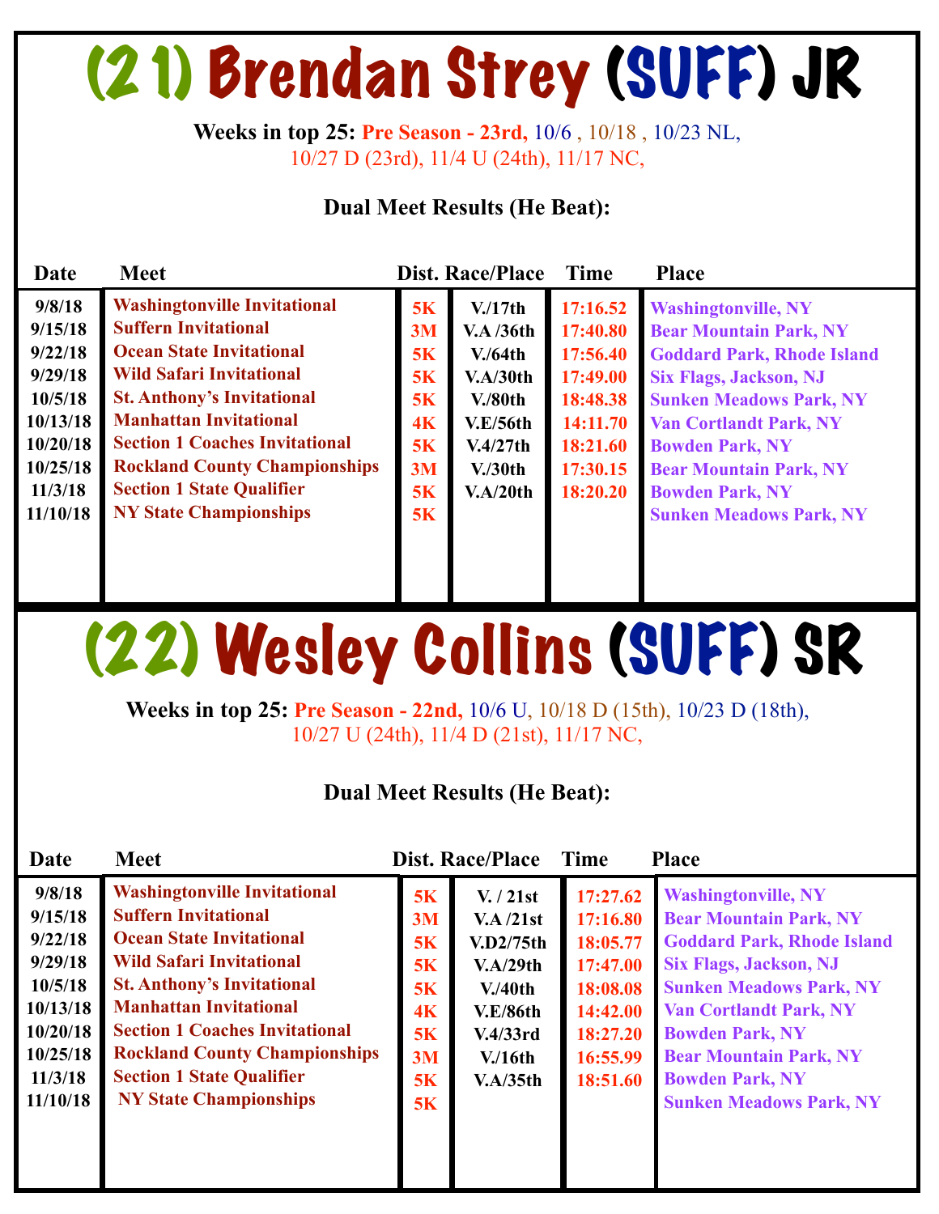# (21) Brendan Strey (SUFF) JR

**Weeks in top 25:** Pre Season - 23rd, 10/6 , 10/18 , 10/23 NL, 10/27 D (23rd), 11/4 U (24th), 11/17 NC,

**Dual Meet Results (He Beat):**

| Date | Meet | Dist. | Race/Place | Time | Place |
|---|---|---|---|---|---|
| 9/8/18 | Washingtonville Invitational | 5K | V./17th | 17:16.52 | Washingtonville, NY |
| 9/15/18 | Suffern Invitational | 3M | V.A /36th | 17:40.80 | Bear Mountain Park, NY |
| 9/22/18 | Ocean State Invitational | 5K | V./64th | 17:56.40 | Goddard Park, Rhode Island |
| 9/29/18 | Wild Safari Invitational | 5K | V.A/30th | 17:49.00 | Six Flags, Jackson, NJ |
| 10/5/18 | St. Anthony's Invitational | 5K | V./80th | 18:48.38 | Sunken Meadows Park, NY |
| 10/13/18 | Manhattan Invitational | 4K | V.E/56th | 14:11.70 | Van Cortlandt Park, NY |
| 10/20/18 | Section 1 Coaches Invitational | 5K | V.4/27th | 18:21.60 | Bowden Park, NY |
| 10/25/18 | Rockland County Championships | 3M | V./30th | 17:30.15 | Bear Mountain Park, NY |
| 11/3/18 | Section 1 State Qualifier | 5K | V.A/20th | 18:20.20 | Bowden Park, NY |
| 11/10/18 | NY State Championships | 5K | | | Sunken Meadows Park, NY |

# (22) Wesley Collins (SUFF) SR

**Weeks in top 25:** Pre Season - 22nd, 10/6 U, 10/18 D (15th), 10/23 D (18th), 10/27 U (24th), 11/4 D (21st), 11/17 NC,

**Dual Meet Results (He Beat):**

| Date | Meet | Dist. | Race/Place | Time | Place |
|---|---|---|---|---|---|
| 9/8/18 | Washingtonville Invitational | 5K | V. / 21st | 17:27.62 | Washingtonville, NY |
| 9/15/18 | Suffern Invitational | 3M | V.A /21st | 17:16.80 | Bear Mountain Park, NY |
| 9/22/18 | Ocean State Invitational | 5K | V.D2/75th | 18:05.77 | Goddard Park, Rhode Island |
| 9/29/18 | Wild Safari Invitational | 5K | V.A/29th | 17:47.00 | Six Flags, Jackson, NJ |
| 10/5/18 | St. Anthony's Invitational | 5K | V./40th | 18:08.08 | Sunken Meadows Park, NY |
| 10/13/18 | Manhattan Invitational | 4K | V.E/86th | 14:42.00 | Van Cortlandt Park, NY |
| 10/20/18 | Section 1 Coaches Invitational | 5K | V.4/33rd | 18:27.20 | Bowden Park, NY |
| 10/25/18 | Rockland County Championships | 3M | V./16th | 16:55.99 | Bear Mountain Park, NY |
| 11/3/18 | Section 1 State Qualifier | 5K | V.A/35th | 18:51.60 | Bowden Park, NY |
| 11/10/18 | NY State Championships | 5K | | | Sunken Meadows Park, NY |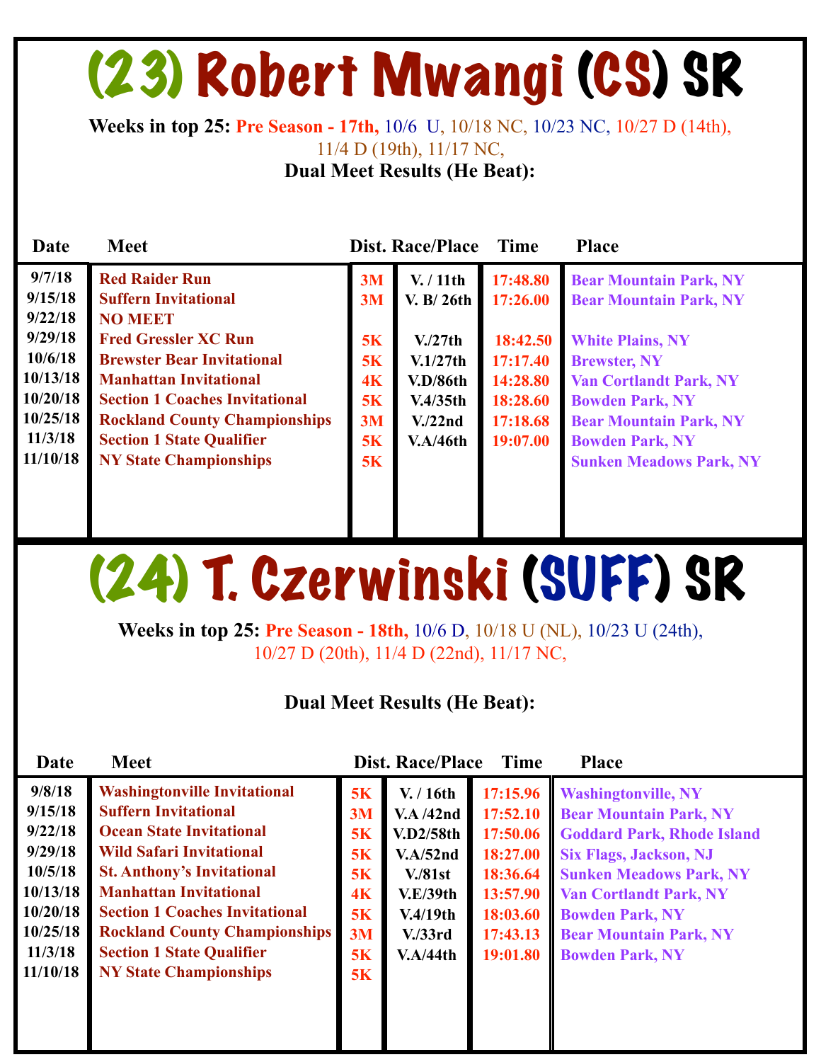# (23) Robert Mwangi (CS) SR

**Weeks in top 25:** Pre Season - 17th, 10/6 U, 10/18 NC, 10/23 NC, 10/27 D (14th), 11/4 D (19th), 11/17 NC,

**Dual Meet Results (He Beat):**

| Date | Meet | Dist. | Race/Place | Time | Place |
|---|---|---|---|---|---|
| 9/7/18 | Red Raider Run | 3M | V. / 11th | 17:48.80 | Bear Mountain Park, NY |
| 9/15/18 | Suffern Invitational | 3M | V. B/ 26th | 17:26.00 | Bear Mountain Park, NY |
| 9/22/18 | NO MEET | | | | |
| 9/29/18 | Fred Gressler XC Run | 5K | V./27th | 18:42.50 | White Plains, NY |
| 10/6/18 | Brewster Bear Invitational | 5K | V.1/27th | 17:17.40 | Brewster, NY |
| 10/13/18 | Manhattan Invitational | 4K | V.D/86th | 14:28.80 | Van Cortlandt Park, NY |
| 10/20/18 | Section 1 Coaches Invitational | 5K | V.4/35th | 18:28.60 | Bowden Park, NY |
| 10/25/18 | Rockland County Championships | 3M | V./22nd | 17:18.68 | Bear Mountain Park, NY |
| 11/3/18 | Section 1 State Qualifier | 5K | V.A/46th | 19:07.00 | Bowden Park, NY |
| 11/10/18 | NY State Championships | 5K | | | Sunken Meadows Park, NY |

# (24) T. Czerwinski (SUFF) SR

**Weeks in top 25:** Pre Season - 18th, 10/6 D, 10/18 U (NL), 10/23 U (24th), 10/27 D (20th), 11/4 D (22nd), 11/17 NC,

**Dual Meet Results (He Beat):**

| Date | Meet | Dist. | Race/Place | Time | Place |
|---|---|---|---|---|---|
| 9/8/18 | Washingtonville Invitational | 5K | V. / 16th | 17:15.96 | Washingtonville, NY |
| 9/15/18 | Suffern Invitational | 3M | V.A /42nd | 17:52.10 | Bear Mountain Park, NY |
| 9/22/18 | Ocean State Invitational | 5K | V.D2/58th | 17:50.06 | Goddard Park, Rhode Island |
| 9/29/18 | Wild Safari Invitational | 5K | V.A/52nd | 18:27.00 | Six Flags, Jackson, NJ |
| 10/5/18 | St. Anthony's Invitational | 5K | V./81st | 18:36.64 | Sunken Meadows Park, NY |
| 10/13/18 | Manhattan Invitational | 4K | V.E/39th | 13:57.90 | Van Cortlandt Park, NY |
| 10/20/18 | Section 1 Coaches Invitational | 5K | V.4/19th | 18:03.60 | Bowden Park, NY |
| 10/25/18 | Rockland County Championships | 3M | V./33rd | 17:43.13 | Bear Mountain Park, NY |
| 11/3/18 | Section 1 State Qualifier | 5K | V.A/44th | 19:01.80 | Bowden Park, NY |
| 11/10/18 | NY State Championships | 5K | | | |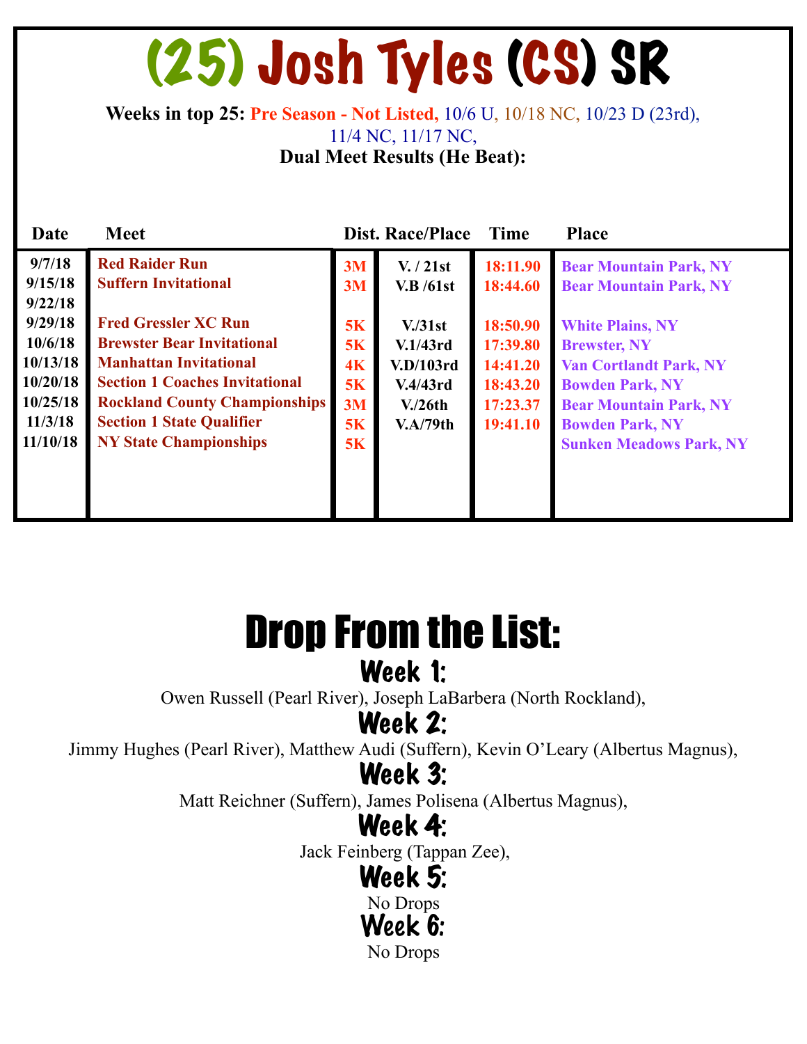# (25) Josh Tyles (CS) SR

**Weeks in top 25:** Pre Season - Not Listed, 10/6 U, 10/18 NC, 10/23 D (23rd), 11/4 NC, 11/17 NC,

**Dual Meet Results (He Beat):**

| Date | Meet | Dist. | Race/Place | Time | Place |
|---|---|---|---|---|---|
| 9/7/18 | Red Raider Run | 3M | V. / 21st | 18:11.90 | Bear Mountain Park, NY |
| 9/15/18 | Suffern Invitational | 3M | V.B /61st | 18:44.60 | Bear Mountain Park, NY |
| 9/22/18 | | | | | |
| 9/29/18 | Fred Gressler XC Run | 5K | V./31st | 18:50.90 | White Plains, NY |
| 10/6/18 | Brewster Bear Invitational | 5K | V.1/43rd | 17:39.80 | Brewster, NY |
| 10/13/18 | Manhattan Invitational | 4K | V.D/103rd | 14:41.20 | Van Cortlandt Park, NY |
| 10/20/18 | Section 1 Coaches Invitational | 5K | V.4/43rd | 18:43.20 | Bowden Park, NY |
| 10/25/18 | Rockland County Championships | 3M | V./26th | 17:23.37 | Bear Mountain Park, NY |
| 11/3/18 | Section 1 State Qualifier | 5K | V.A/79th | 19:41.10 | Bowden Park, NY |
| 11/10/18 | NY State Championships | 5K | | | Sunken Meadows Park, NY |

# Drop From the List:

## Week 1:

Owen Russell (Pearl River), Joseph LaBarbera (North Rockland),

## Week 2:

Jimmy Hughes (Pearl River), Matthew Audi (Suffern), Kevin O'Leary (Albertus Magnus),

## Week 3:

Matt Reichner (Suffern), James Polisena (Albertus Magnus),

## Week 4:

Jack Feinberg (Tappan Zee),

## Week 5:

No Drops

## Week 6:

No Drops